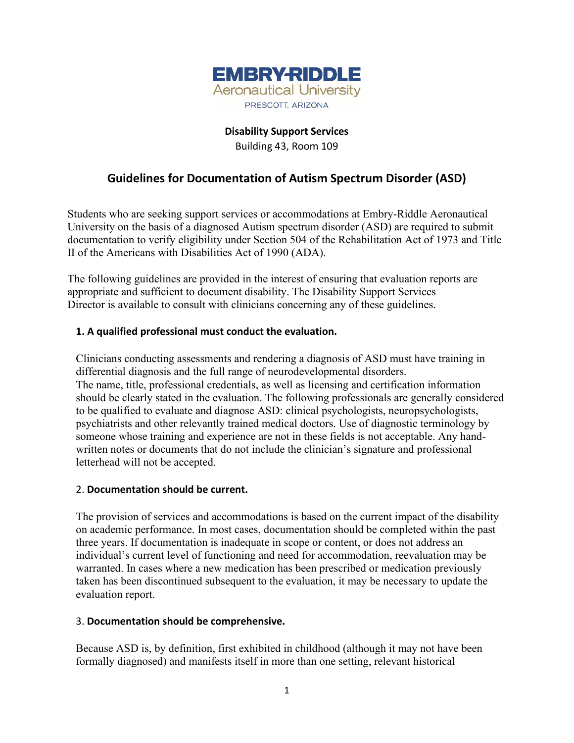EMBRY-RIDDLE
Aeronautical University
PRESCOTT, ARIZONA

**Disability Support Services**
Building 43, Room 109

# Guidelines for Documentation of Autism Spectrum Disorder (ASD)

Students who are seeking support services or accommodations at Embry-Riddle Aeronautical University on the basis of a diagnosed Autism spectrum disorder (ASD) are required to submit documentation to verify eligibility under Section 504 of the Rehabilitation Act of 1973 and Title II of the Americans with Disabilities Act of 1990 (ADA).

The following guidelines are provided in the interest of ensuring that evaluation reports are appropriate and sufficient to document disability. The Disability Support Services Director is available to consult with clinicians concerning any of these guidelines.

### 1. A qualified professional must conduct the evaluation.

Clinicians conducting assessments and rendering a diagnosis of ASD must have training in differential diagnosis and the full range of neurodevelopmental disorders.
The name, title, professional credentials, as well as licensing and certification information should be clearly stated in the evaluation. The following professionals are generally considered to be qualified to evaluate and diagnose ASD: clinical psychologists, neuropsychologists, psychiatrists and other relevantly trained medical doctors. Use of diagnostic terminology by someone whose training and experience are not in these fields is not acceptable. Any hand-written notes or documents that do not include the clinician's signature and professional letterhead will not be accepted.

### 2. Documentation should be current.

The provision of services and accommodations is based on the current impact of the disability on academic performance. In most cases, documentation should be completed within the past three years. If documentation is inadequate in scope or content, or does not address an individual's current level of functioning and need for accommodation, reevaluation may be warranted. In cases where a new medication has been prescribed or medication previously taken has been discontinued subsequent to the evaluation, it may be necessary to update the evaluation report.

### 3. Documentation should be comprehensive.

Because ASD is, by definition, first exhibited in childhood (although it may not have been formally diagnosed) and manifests itself in more than one setting, relevant historical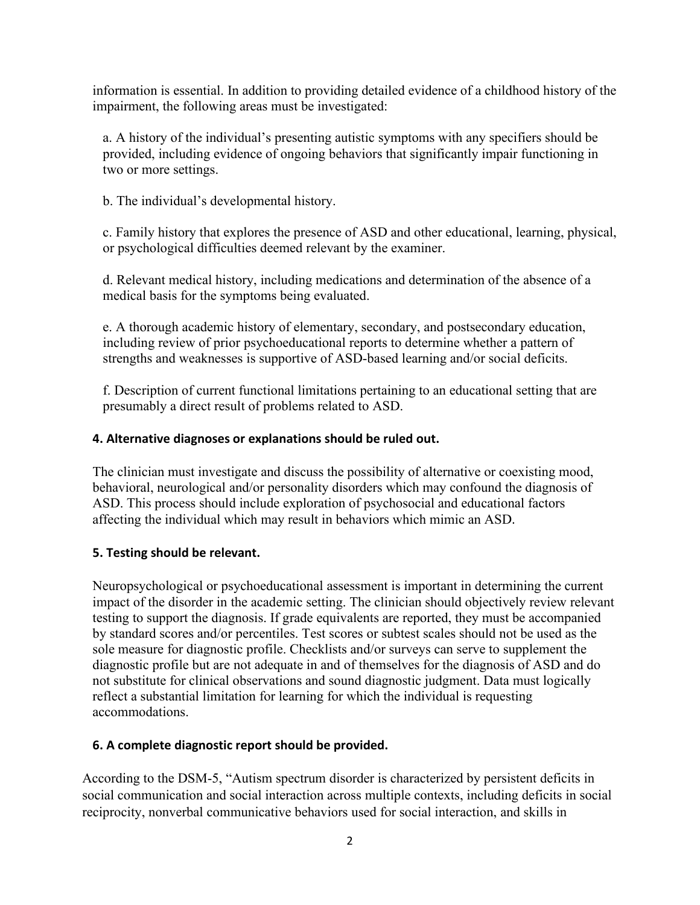information is essential. In addition to providing detailed evidence of a childhood history of the impairment, the following areas must be investigated:

a. A history of the individual's presenting autistic symptoms with any specifiers should be provided, including evidence of ongoing behaviors that significantly impair functioning in two or more settings.

b. The individual's developmental history.

c. Family history that explores the presence of ASD and other educational, learning, physical, or psychological difficulties deemed relevant by the examiner.

d. Relevant medical history, including medications and determination of the absence of a medical basis for the symptoms being evaluated.

e. A thorough academic history of elementary, secondary, and postsecondary education, including review of prior psychoeducational reports to determine whether a pattern of strengths and weaknesses is supportive of ASD-based learning and/or social deficits.

f. Description of current functional limitations pertaining to an educational setting that are presumably a direct result of problems related to ASD.

**4. Alternative diagnoses or explanations should be ruled out.**

The clinician must investigate and discuss the possibility of alternative or coexisting mood, behavioral, neurological and/or personality disorders which may confound the diagnosis of ASD. This process should include exploration of psychosocial and educational factors affecting the individual which may result in behaviors which mimic an ASD.

**5. Testing should be relevant.**

Neuropsychological or psychoeducational assessment is important in determining the current impact of the disorder in the academic setting. The clinician should objectively review relevant testing to support the diagnosis. If grade equivalents are reported, they must be accompanied by standard scores and/or percentiles. Test scores or subtest scales should not be used as the sole measure for diagnostic profile. Checklists and/or surveys can serve to supplement the diagnostic profile but are not adequate in and of themselves for the diagnosis of ASD and do not substitute for clinical observations and sound diagnostic judgment. Data must logically reflect a substantial limitation for learning for which the individual is requesting accommodations.

**6. A complete diagnostic report should be provided.**

According to the DSM-5, "Autism spectrum disorder is characterized by persistent deficits in social communication and social interaction across multiple contexts, including deficits in social reciprocity, nonverbal communicative behaviors used for social interaction, and skills in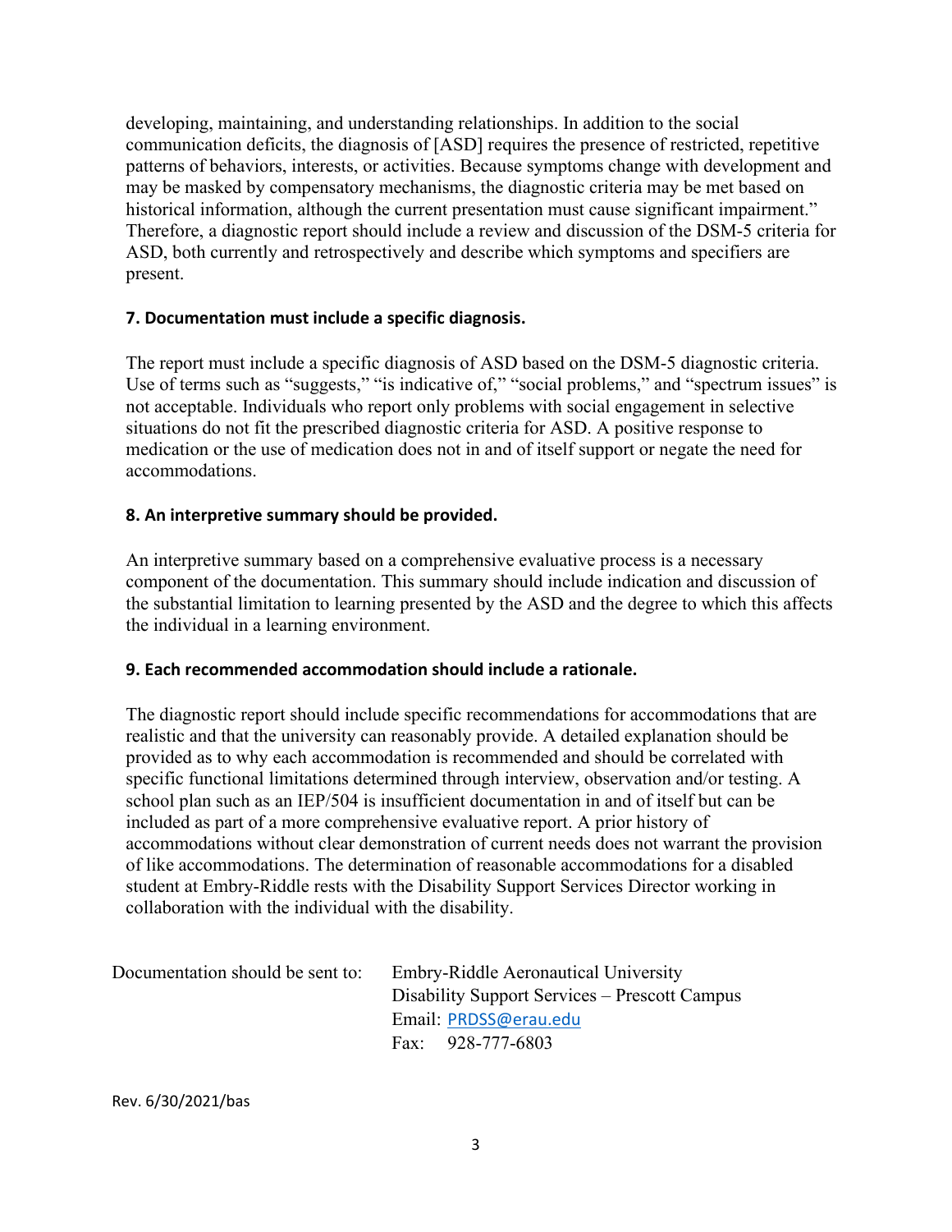developing, maintaining, and understanding relationships. In addition to the social communication deficits, the diagnosis of [ASD] requires the presence of restricted, repetitive patterns of behaviors, interests, or activities. Because symptoms change with development and may be masked by compensatory mechanisms, the diagnostic criteria may be met based on historical information, although the current presentation must cause significant impairment." Therefore, a diagnostic report should include a review and discussion of the DSM-5 criteria for ASD, both currently and retrospectively and describe which symptoms and specifiers are present.

**7. Documentation must include a specific diagnosis.**

The report must include a specific diagnosis of ASD based on the DSM-5 diagnostic criteria. Use of terms such as "suggests," "is indicative of," "social problems," and "spectrum issues" is not acceptable. Individuals who report only problems with social engagement in selective situations do not fit the prescribed diagnostic criteria for ASD. A positive response to medication or the use of medication does not in and of itself support or negate the need for accommodations.

**8. An interpretive summary should be provided.**

An interpretive summary based on a comprehensive evaluative process is a necessary component of the documentation. This summary should include indication and discussion of the substantial limitation to learning presented by the ASD and the degree to which this affects the individual in a learning environment.

**9. Each recommended accommodation should include a rationale.**

The diagnostic report should include specific recommendations for accommodations that are realistic and that the university can reasonably provide. A detailed explanation should be provided as to why each accommodation is recommended and should be correlated with specific functional limitations determined through interview, observation and/or testing. A school plan such as an IEP/504 is insufficient documentation in and of itself but can be included as part of a more comprehensive evaluative report. A prior history of accommodations without clear demonstration of current needs does not warrant the provision of like accommodations. The determination of reasonable accommodations for a disabled student at Embry-Riddle rests with the Disability Support Services Director working in collaboration with the individual with the disability.

Documentation should be sent to:

Embry-Riddle Aeronautical University
Disability Support Services – Prescott Campus
Email: PRDSS@erau.edu
Fax: 928-777-6803

Rev. 6/30/2021/bas